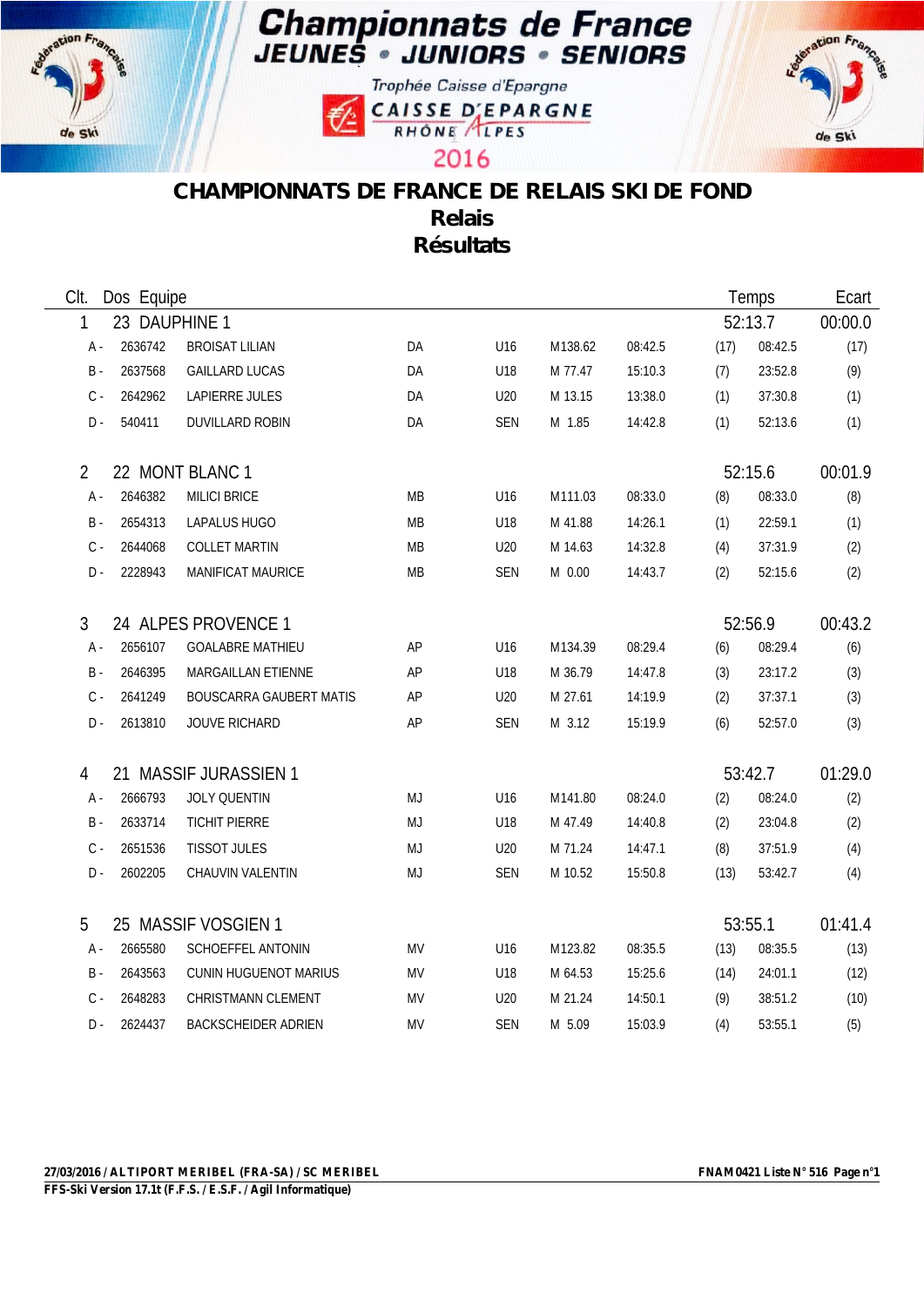# Championnats de France

**JEUNES • JUNIORS • SENIORS**

Trophée Caisse d'Epargne

CAISSE D'EPARGNE RHÔNE ALPES

2016

## CHAMPIONNATS DE FRANCE DE RELAIS SKI DE FOND

## Relais

## Résultats

| Clt. | Dos | Equipe | | | | | | Temps | | Ecart |
|---|---|---|---|---|---|---|---|---|---|---|
| 1 | 23 | DAUPHINE 1 | | | | | | 52:13.7 | | 00:00.0 |
| A - | 2636742 | BROISAT LILIAN | DA | U16 | M138.62 | 08:42.5 | (17) | 08:42.5 | | (17) |
| B - | 2637568 | GAILLARD LUCAS | DA | U18 | M 77.47 | 15:10.3 | (7) | 23:52.8 | | (9) |
| C - | 2642962 | LAPIERRE JULES | DA | U20 | M 13.15 | 13:38.0 | (1) | 37:30.8 | | (1) |
| D - | 540411 | DUVILLARD ROBIN | DA | SEN | M 1.85 | 14:42.8 | (1) | 52:13.6 | | (1) |
| 2 | 22 | MONT BLANC 1 | | | | | | 52:15.6 | | 00:01.9 |
| A - | 2646382 | MILICI BRICE | MB | U16 | M111.03 | 08:33.0 | (8) | 08:33.0 | | (8) |
| B - | 2654313 | LAPALUS HUGO | MB | U18 | M 41.88 | 14:26.1 | (1) | 22:59.1 | | (1) |
| C - | 2644068 | COLLET MARTIN | MB | U20 | M 14.63 | 14:32.8 | (4) | 37:31.9 | | (2) |
| D - | 2228943 | MANIFICAT MAURICE | MB | SEN | M 0.00 | 14:43.7 | (2) | 52:15.6 | | (2) |
| 3 | 24 | ALPES PROVENCE 1 | | | | | | 52:56.9 | | 00:43.2 |
| A - | 2656107 | GOALABRE MATHIEU | AP | U16 | M134.39 | 08:29.4 | (6) | 08:29.4 | | (6) |
| B - | 2646395 | MARGAILLAN ETIENNE | AP | U18 | M 36.79 | 14:47.8 | (3) | 23:17.2 | | (3) |
| C - | 2641249 | BOUSCARRA GAUBERT MATIS | AP | U20 | M 27.61 | 14:19.9 | (2) | 37:37.1 | | (3) |
| D - | 2613810 | JOUVE RICHARD | AP | SEN | M 3.12 | 15:19.9 | (6) | 52:57.0 | | (3) |
| 4 | 21 | MASSIF JURASSIEN 1 | | | | | | 53:42.7 | | 01:29.0 |
| A - | 2666793 | JOLY QUENTIN | MJ | U16 | M141.80 | 08:24.0 | (2) | 08:24.0 | | (2) |
| B - | 2633714 | TICHIT PIERRE | MJ | U18 | M 47.49 | 14:40.8 | (2) | 23:04.8 | | (2) |
| C - | 2651536 | TISSOT JULES | MJ | U20 | M 71.24 | 14:47.1 | (8) | 37:51.9 | | (4) |
| D - | 2602205 | CHAUVIN VALENTIN | MJ | SEN | M 10.52 | 15:50.8 | (13) | 53:42.7 | | (4) |
| 5 | 25 | MASSIF VOSGIEN 1 | | | | | | 53:55.1 | | 01:41.4 |
| A - | 2665580 | SCHOEFFEL ANTONIN | MV | U16 | M123.82 | 08:35.5 | (13) | 08:35.5 | | (13) |
| B - | 2643563 | CUNIN HUGUENOT MARIUS | MV | U18 | M 64.53 | 15:25.6 | (14) | 24:01.1 | | (12) |
| C - | 2648283 | CHRISTMANN CLEMENT | MV | U20 | M 21.24 | 14:50.1 | (9) | 38:51.2 | | (10) |
| D - | 2624437 | BACKSCHEIDER ADRIEN | MV | SEN | M 5.09 | 15:03.9 | (4) | 53:55.1 | | (5) |

**27/03/2016 / ALTIPORT MERIBEL (FRA-SA) / SC MERIBEL** — **FNAM0421 Liste N° 516**

**FFS-Ski Version 17.1t (F.F.S. / E.S.F. / Agil Informatique)**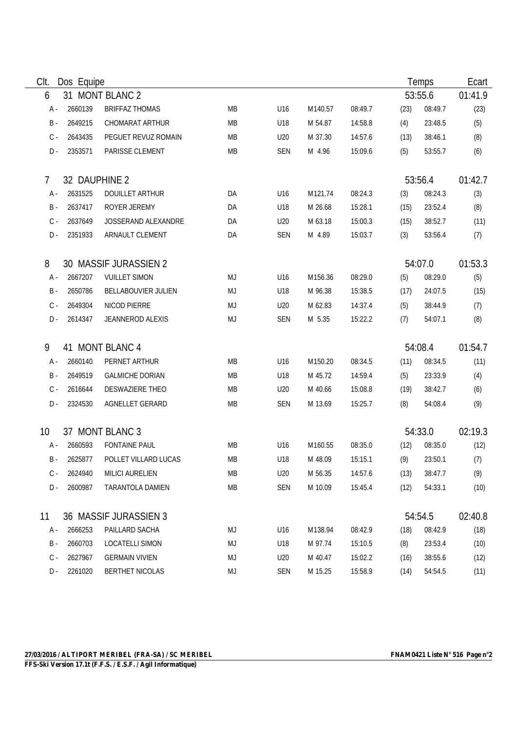| Clt. | Dos | Equipe | | | | | | | Temps | Ecart |
|---|---|---|---|---|---|---|---|---|---|---|
| 6 | 31 | MONT BLANC 2 | | | | | | | 53:55.6 | 01:41.9 |
| A - | 2660139 | BRIFFAZ THOMAS | MB | U16 | M140.57 | 08:49.7 | (23) | | 08:49.7 | (23) |
| B - | 2649215 | CHOMARAT ARTHUR | MB | U18 | M 54.87 | 14:58.8 | (4) | | 23:48.5 | (5) |
| C - | 2643435 | PEGUET REVUZ ROMAIN | MB | U20 | M 37.30 | 14:57.6 | (13) | | 38:46.1 | (8) |
| D - | 2353571 | PARISSE CLEMENT | MB | SEN | M 4.96 | 15:09.6 | (5) | | 53:55.7 | (6) |
| 7 | 32 | DAUPHINE 2 | | | | | | | 53:56.4 | 01:42.7 |
| A - | 2631525 | DOUILLET ARTHUR | DA | U16 | M121.74 | 08:24.3 | (3) | | 08:24.3 | (3) |
| B - | 2637417 | ROYER JEREMY | DA | U18 | M 26.68 | 15:28.1 | (15) | | 23:52.4 | (8) |
| C - | 2637649 | JOSSERAND ALEXANDRE | DA | U20 | M 63.18 | 15:00.3 | (15) | | 38:52.7 | (11) |
| D - | 2351933 | ARNAULT CLEMENT | DA | SEN | M 4.89 | 15:03.7 | (3) | | 53:56.4 | (7) |
| 8 | 30 | MASSIF JURASSIEN 2 | | | | | | | 54:07.0 | 01:53.3 |
| A - | 2667207 | VUILLET SIMON | MJ | U16 | M156.36 | 08:29.0 | (5) | | 08:29.0 | (5) |
| B - | 2650786 | BELLABOUVIER JULIEN | MJ | U18 | M 96.38 | 15:38.5 | (17) | | 24:07.5 | (15) |
| C - | 2649304 | NICOD PIERRE | MJ | U20 | M 62.83 | 14:37.4 | (5) | | 38:44.9 | (7) |
| D - | 2614347 | JEANNEROD ALEXIS | MJ | SEN | M 5.35 | 15:22.2 | (7) | | 54:07.1 | (8) |
| 9 | 41 | MONT BLANC 4 | | | | | | | 54:08.4 | 01:54.7 |
| A - | 2660140 | PERNET ARTHUR | MB | U16 | M150.20 | 08:34.5 | (11) | | 08:34.5 | (11) |
| B - | 2649519 | GALMICHE DORIAN | MB | U18 | M 45.72 | 14:59.4 | (5) | | 23:33.9 | (4) |
| C - | 2616644 | DESWAZIERE THEO | MB | U20 | M 40.66 | 15:08.8 | (19) | | 38:42.7 | (6) |
| D - | 2324530 | AGNELLET GERARD | MB | SEN | M 13.69 | 15:25.7 | (8) | | 54:08.4 | (9) |
| 10 | 37 | MONT BLANC 3 | | | | | | | 54:33.0 | 02:19.3 |
| A - | 2660593 | FONTAINE PAUL | MB | U16 | M160.55 | 08:35.0 | (12) | | 08:35.0 | (12) |
| B - | 2625877 | POLLET VILLARD LUCAS | MB | U18 | M 48.09 | 15:15.1 | (9) | | 23:50.1 | (7) |
| C - | 2624940 | MILICI AURELIEN | MB | U20 | M 56.35 | 14:57.6 | (13) | | 38:47.7 | (9) |
| D - | 2600987 | TARANTOLA DAMIEN | MB | SEN | M 10.09 | 15:45.4 | (12) | | 54:33.1 | (10) |
| 11 | 36 | MASSIF JURASSIEN 3 | | | | | | | 54:54.5 | 02:40.8 |
| A - | 2666253 | PAILLARD SACHA | MJ | U16 | M138.94 | 08:42.9 | (18) | | 08:42.9 | (18) |
| B - | 2660703 | LOCATELLI SIMON | MJ | U18 | M 97.74 | 15:10.5 | (8) | | 23:53.4 | (10) |
| C - | 2627967 | GERMAIN VIVIEN | MJ | U20 | M 40.47 | 15:02.2 | (16) | | 38:55.6 | (12) |
| D - | 2261020 | BERTHET NICOLAS | MJ | SEN | M 15.25 | 15:58.9 | (14) | | 54:54.5 | (11) |

**27/03/2016 / ALTIPORT MERIBEL (FRA-SA) / SC MERIBEL** **FNAM0421 Liste N° 516**

**FFS-Ski Version 17.1t (F.F.S. / E.S.F. / Agil Informatique)**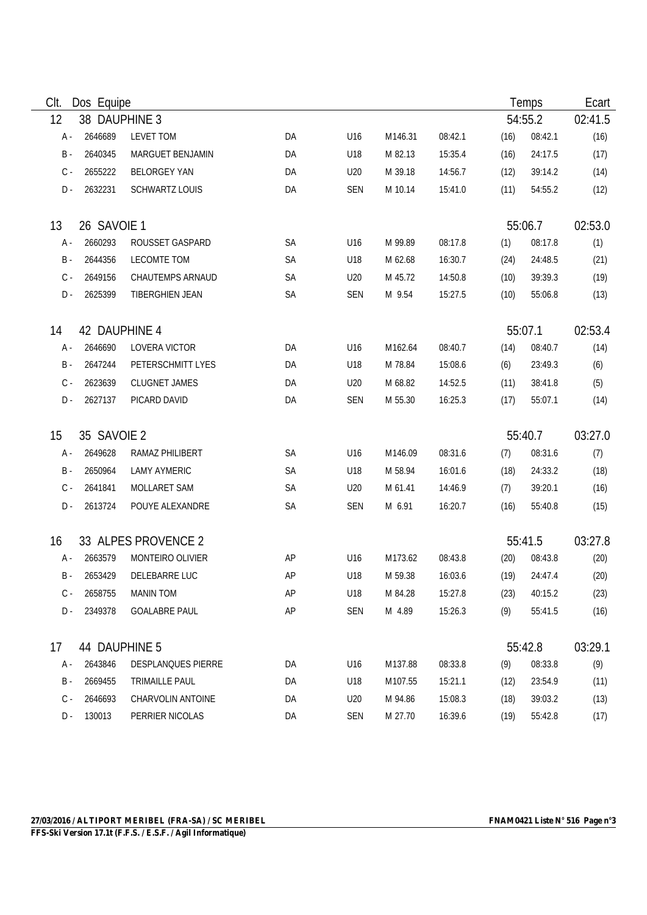| Clt. | Dos | Equipe | | | | | | | Temps | | Ecart |
|---|---|---|---|---|---|---|---|---|---|---|---|
| 12 | 38 | DAUPHINE 3 | | | | | | | 54:55.2 | | 02:41.5 |
| A - | 2646689 | LEVET TOM | DA | U16 | M146.31 | 08:42.1 | (16) | 08:42.1 | (16) | | |
| B - | 2640345 | MARGUET BENJAMIN | DA | U18 | M 82.13 | 15:35.4 | (16) | 24:17.5 | (17) | | |
| C - | 2655222 | BELORGEY YAN | DA | U20 | M 39.18 | 14:56.7 | (12) | 39:14.2 | (14) | | |
| D - | 2632231 | SCHWARTZ LOUIS | DA | SEN | M 10.14 | 15:41.0 | (11) | 54:55.2 | (12) | | |
| 13 | 26 | SAVOIE 1 | | | | | | | 55:06.7 | | 02:53.0 |
| A - | 2660293 | ROUSSET GASPARD | SA | U16 | M 99.89 | 08:17.8 | (1) | 08:17.8 | (1) | | |
| B - | 2644356 | LECOMTE TOM | SA | U18 | M 62.68 | 16:30.7 | (24) | 24:48.5 | (21) | | |
| C - | 2649156 | CHAUTEMPS ARNAUD | SA | U20 | M 45.72 | 14:50.8 | (10) | 39:39.3 | (19) | | |
| D - | 2625399 | TIBERGHIEN JEAN | SA | SEN | M 9.54 | 15:27.5 | (10) | 55:06.8 | (13) | | |
| 14 | 42 | DAUPHINE 4 | | | | | | | 55:07.1 | | 02:53.4 |
| A - | 2646690 | LOVERA VICTOR | DA | U16 | M162.64 | 08:40.7 | (14) | 08:40.7 | (14) | | |
| B - | 2647244 | PETERSCHMITT LYES | DA | U18 | M 78.84 | 15:08.6 | (6) | 23:49.3 | (6) | | |
| C - | 2623639 | CLUGNET JAMES | DA | U20 | M 68.82 | 14:52.5 | (11) | 38:41.8 | (5) | | |
| D - | 2627137 | PICARD DAVID | DA | SEN | M 55.30 | 16:25.3 | (17) | 55:07.1 | (14) | | |
| 15 | 35 | SAVOIE 2 | | | | | | | 55:40.7 | | 03:27.0 |
| A - | 2649628 | RAMAZ PHILIBERT | SA | U16 | M146.09 | 08:31.6 | (7) | 08:31.6 | (7) | | |
| B - | 2650964 | LAMY AYMERIC | SA | U18 | M 58.94 | 16:01.6 | (18) | 24:33.2 | (18) | | |
| C - | 2641841 | MOLLARET SAM | SA | U20 | M 61.41 | 14:46.9 | (7) | 39:20.1 | (16) | | |
| D - | 2613724 | POUYE ALEXANDRE | SA | SEN | M 6.91 | 16:20.7 | (16) | 55:40.8 | (15) | | |
| 16 | 33 | ALPES PROVENCE 2 | | | | | | | 55:41.5 | | 03:27.8 |
| A - | 2663579 | MONTEIRO OLIVIER | AP | U16 | M173.62 | 08:43.8 | (20) | 08:43.8 | (20) | | |
| B - | 2653429 | DELEBARRE LUC | AP | U18 | M 59.38 | 16:03.6 | (19) | 24:47.4 | (20) | | |
| C - | 2658755 | MANIN TOM | AP | U18 | M 84.28 | 15:27.8 | (23) | 40:15.2 | (23) | | |
| D - | 2349378 | GOALABRE PAUL | AP | SEN | M 4.89 | 15:26.3 | (9) | 55:41.5 | (16) | | |
| 17 | 44 | DAUPHINE 5 | | | | | | | 55:42.8 | | 03:29.1 |
| A - | 2643846 | DESPLANQUES PIERRE | DA | U16 | M137.88 | 08:33.8 | (9) | 08:33.8 | (9) | | |
| B - | 2669455 | TRIMAILLE PAUL | DA | U18 | M107.55 | 15:21.1 | (12) | 23:54.9 | (11) | | |
| C - | 2646693 | CHARVOLIN ANTOINE | DA | U20 | M 94.86 | 15:08.3 | (18) | 39:03.2 | (13) | | |
| D - | 130013 | PERRIER NICOLAS | DA | SEN | M 27.70 | 16:39.6 | (19) | 55:42.8 | (17) | | |

**27/03/2016 / ALTIPORT MERIBEL (FRA-SA) / SC MERIBEL** — **FNAM0421 Liste N° 516**

**FFS-Ski Version 17.1t (F.F.S. / E.S.F. / Agil Informatique)**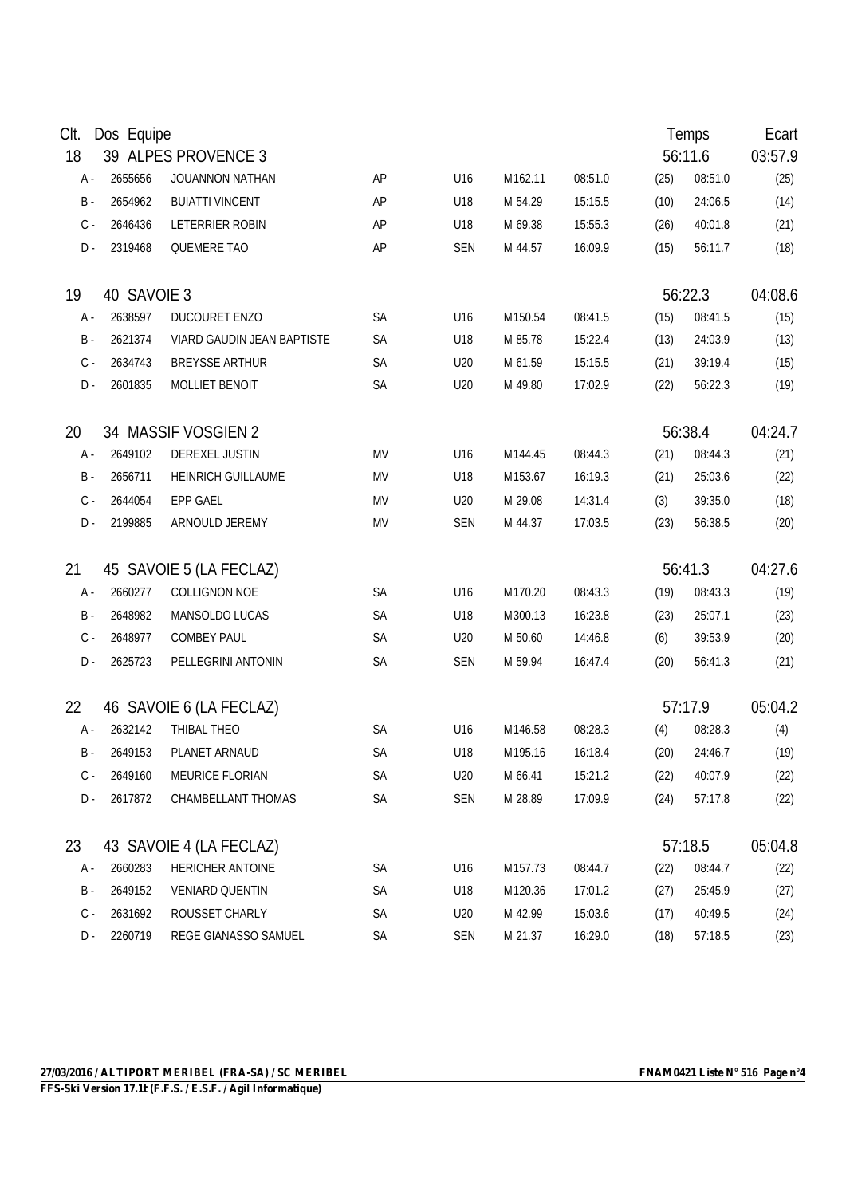| Clt. | Dos | Equipe | | | | | | | Temps | | Ecart |
|---|---|---|---|---|---|---|---|---|---|---|---|
| 18 | 39 | ALPES PROVENCE 3 | | | | | | | 56:11.6 | | 03:57.9 |
| A - | 2655656 | JOUANNON NATHAN | AP | U16 | M162.11 | 08:51.0 | (25) | | 08:51.0 | | (25) |
| B - | 2654962 | BUIATTI VINCENT | AP | U18 | M 54.29 | 15:15.5 | (10) | | 24:06.5 | | (14) |
| C - | 2646436 | LETERRIER ROBIN | AP | U18 | M 69.38 | 15:55.3 | (26) | | 40:01.8 | | (21) |
| D - | 2319468 | QUEMERE TAO | AP | SEN | M 44.57 | 16:09.9 | (15) | | 56:11.7 | | (18) |
| 19 | 40 | SAVOIE 3 | | | | | | | 56:22.3 | | 04:08.6 |
| A - | 2638597 | DUCOURET ENZO | SA | U16 | M150.54 | 08:41.5 | (15) | | 08:41.5 | | (15) |
| B - | 2621374 | VIARD GAUDIN JEAN BAPTISTE | SA | U18 | M 85.78 | 15:22.4 | (13) | | 24:03.9 | | (13) |
| C - | 2634743 | BREYSSE ARTHUR | SA | U20 | M 61.59 | 15:15.5 | (21) | | 39:19.4 | | (15) |
| D - | 2601835 | MOLLIET BENOIT | SA | U20 | M 49.80 | 17:02.9 | (22) | | 56:22.3 | | (19) |
| 20 | 34 | MASSIF VOSGIEN 2 | | | | | | | 56:38.4 | | 04:24.7 |
| A - | 2649102 | DEREXEL JUSTIN | MV | U16 | M144.45 | 08:44.3 | (21) | | 08:44.3 | | (21) |
| B - | 2656711 | HEINRICH GUILLAUME | MV | U18 | M153.67 | 16:19.3 | (21) | | 25:03.6 | | (22) |
| C - | 2644054 | EPP GAEL | MV | U20 | M 29.08 | 14:31.4 | (3) | | 39:35.0 | | (18) |
| D - | 2199885 | ARNOULD JEREMY | MV | SEN | M 44.37 | 17:03.5 | (23) | | 56:38.5 | | (20) |
| 21 | 45 | SAVOIE 5 (LA FECLAZ) | | | | | | | 56:41.3 | | 04:27.6 |
| A - | 2660277 | COLLIGNON NOE | SA | U16 | M170.20 | 08:43.3 | (19) | | 08:43.3 | | (19) |
| B - | 2648982 | MANSOLDO LUCAS | SA | U18 | M300.13 | 16:23.8 | (23) | | 25:07.1 | | (23) |
| C - | 2648977 | COMBEY PAUL | SA | U20 | M 50.60 | 14:46.8 | (6) | | 39:53.9 | | (20) |
| D - | 2625723 | PELLEGRINI ANTONIN | SA | SEN | M 59.94 | 16:47.4 | (20) | | 56:41.3 | | (21) |
| 22 | 46 | SAVOIE 6 (LA FECLAZ) | | | | | | | 57:17.9 | | 05:04.2 |
| A - | 2632142 | THIBAL THEO | SA | U16 | M146.58 | 08:28.3 | (4) | | 08:28.3 | | (4) |
| B - | 2649153 | PLANET ARNAUD | SA | U18 | M195.16 | 16:18.4 | (20) | | 24:46.7 | | (19) |
| C - | 2649160 | MEURICE FLORIAN | SA | U20 | M 66.41 | 15:21.2 | (22) | | 40:07.9 | | (22) |
| D - | 2617872 | CHAMBELLANT THOMAS | SA | SEN | M 28.89 | 17:09.9 | (24) | | 57:17.8 | | (22) |
| 23 | 43 | SAVOIE 4 (LA FECLAZ) | | | | | | | 57:18.5 | | 05:04.8 |
| A - | 2660283 | HERICHER ANTOINE | SA | U16 | M157.73 | 08:44.7 | (22) | | 08:44.7 | | (22) |
| B - | 2649152 | VENIARD QUENTIN | SA | U18 | M120.36 | 17:01.2 | (27) | | 25:45.9 | | (27) |
| C - | 2631692 | ROUSSET CHARLY | SA | U20 | M 42.99 | 15:03.6 | (17) | | 40:49.5 | | (24) |
| D - | 2260719 | REGE GIANASSO SAMUEL | SA | SEN | M 21.37 | 16:29.0 | (18) | | 57:18.5 | | (23) |

**27/03/2016 / ALTIPORT MERIBEL (FRA-SA) / SC MERIBEL** — **FNAM0421 Liste N° 516**

**FFS-Ski Version 17.1t (F.F.S. / E.S.F. / Agil Informatique)**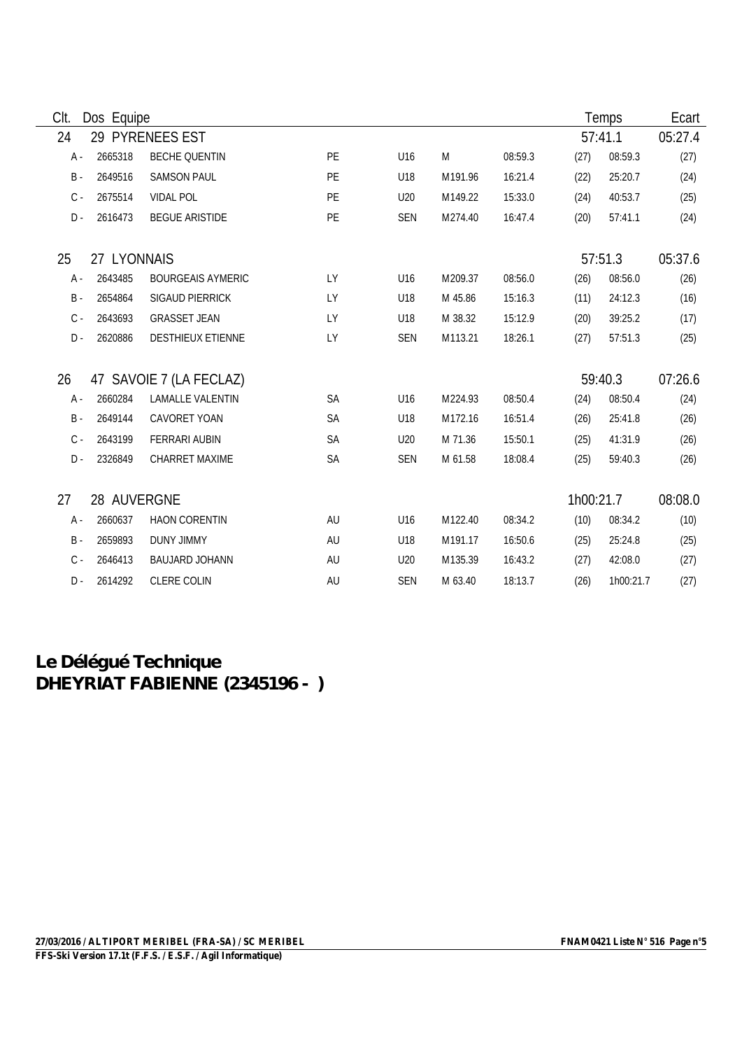| Clt. | Dos | Equipe | | | | | | | Temps | | Ecart |
|---|---|---|---|---|---|---|---|---|---|---|---|
| 24 | 29 | PYRENEES EST | | | | | | | 57:41.1 | | 05:27.4 |
| A - | 2665318 | BECHE QUENTIN | PE | U16 | M | 08:59.3 | (27) | 08:59.3 | (27) | | |
| B - | 2649516 | SAMSON PAUL | PE | U18 | M191.96 | 16:21.4 | (22) | 25:20.7 | (24) | | |
| C - | 2675514 | VIDAL POL | PE | U20 | M149.22 | 15:33.0 | (24) | 40:53.7 | (25) | | |
| D - | 2616473 | BEGUE ARISTIDE | PE | SEN | M274.40 | 16:47.4 | (20) | 57:41.1 | (24) | | |
| 25 | 27 | LYONNAIS | | | | | | | 57:51.3 | | 05:37.6 |
| A - | 2643485 | BOURGEAIS AYMERIC | LY | U16 | M209.37 | 08:56.0 | (26) | 08:56.0 | (26) | | |
| B - | 2654864 | SIGAUD PIERRICK | LY | U18 | M 45.86 | 15:16.3 | (11) | 24:12.3 | (16) | | |
| C - | 2643693 | GRASSET JEAN | LY | U18 | M 38.32 | 15:12.9 | (20) | 39:25.2 | (17) | | |
| D - | 2620886 | DESTHIEUX ETIENNE | LY | SEN | M113.21 | 18:26.1 | (27) | 57:51.3 | (25) | | |
| 26 | 47 | SAVOIE 7 (LA FECLAZ) | | | | | | | 59:40.3 | | 07:26.6 |
| A - | 2660284 | LAMALLE VALENTIN | SA | U16 | M224.93 | 08:50.4 | (24) | 08:50.4 | (24) | | |
| B - | 2649144 | CAVORET YOAN | SA | U18 | M172.16 | 16:51.4 | (26) | 25:41.8 | (26) | | |
| C - | 2643199 | FERRARI AUBIN | SA | U20 | M 71.36 | 15:50.1 | (25) | 41:31.9 | (26) | | |
| D - | 2326849 | CHARRET MAXIME | SA | SEN | M 61.58 | 18:08.4 | (25) | 59:40.3 | (26) | | |
| 27 | 28 | AUVERGNE | | | | | | | 1h00:21.7 | | 08:08.0 |
| A - | 2660637 | HAON CORENTIN | AU | U16 | M122.40 | 08:34.2 | (10) | 08:34.2 | (10) | | |
| B - | 2659893 | DUNY JIMMY | AU | U18 | M191.17 | 16:50.6 | (25) | 25:24.8 | (25) | | |
| C - | 2646413 | BAUJARD JOHANN | AU | U20 | M135.39 | 16:43.2 | (27) | 42:08.0 | (27) | | |
| D - | 2614292 | CLERE COLIN | AU | SEN | M 63.40 | 18:13.7 | (26) | 1h00:21.7 | (27) | | |

**Le Délégué Technique**
**DHEYRIAT FABIENNE (2345196 - )**

**27/03/2016 / ALTIPORT MERIBEL (FRA-SA) / SC MERIBEL** — **FNAM0421 Liste N° 516**

**FFS-Ski Version 17.1t (F.F.S. / E.S.F. / Agil Informatique)**